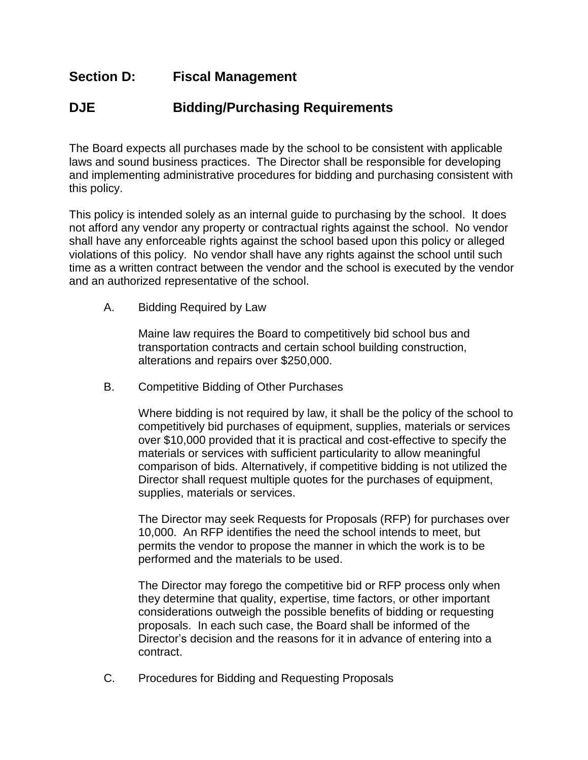## Section D: Fiscal Management

## DJE Bidding/Purchasing Requirements

The Board expects all purchases made by the school to be consistent with applicable laws and sound business practices. The Director shall be responsible for developing and implementing administrative procedures for bidding and purchasing consistent with this policy.

This policy is intended solely as an internal guide to purchasing by the school. It does not afford any vendor any property or contractual rights against the school. No vendor shall have any enforceable rights against the school based upon this policy or alleged violations of this policy. No vendor shall have any rights against the school until such time as a written contract between the vendor and the school is executed by the vendor and an authorized representative of the school.

A. Bidding Required by Law

Maine law requires the Board to competitively bid school bus and transportation contracts and certain school building construction, alterations and repairs over $250,000.

B. Competitive Bidding of Other Purchases

Where bidding is not required by law, it shall be the policy of the school to competitively bid purchases of equipment, supplies, materials or services over $10,000 provided that it is practical and cost-effective to specify the materials or services with sufficient particularity to allow meaningful comparison of bids. Alternatively, if competitive bidding is not utilized the Director shall request multiple quotes for the purchases of equipment, supplies, materials or services.

The Director may seek Requests for Proposals (RFP) for purchases over 10,000. An RFP identifies the need the school intends to meet, but permits the vendor to propose the manner in which the work is to be performed and the materials to be used.

The Director may forego the competitive bid or RFP process only when they determine that quality, expertise, time factors, or other important considerations outweigh the possible benefits of bidding or requesting proposals. In each such case, the Board shall be informed of the Director's decision and the reasons for it in advance of entering into a contract.

C. Procedures for Bidding and Requesting Proposals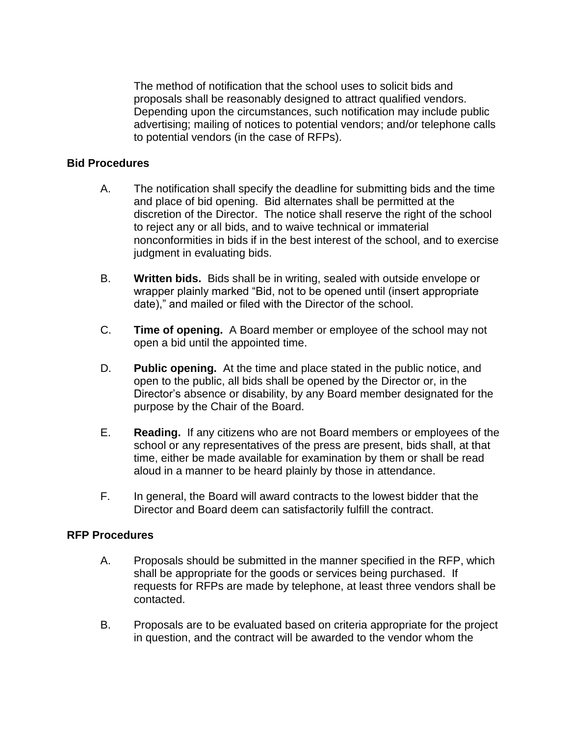The method of notification that the school uses to solicit bids and proposals shall be reasonably designed to attract qualified vendors. Depending upon the circumstances, such notification may include public advertising; mailing of notices to potential vendors; and/or telephone calls to potential vendors (in the case of RFPs).

**Bid Procedures**

A. The notification shall specify the deadline for submitting bids and the time and place of bid opening. Bid alternates shall be permitted at the discretion of the Director. The notice shall reserve the right of the school to reject any or all bids, and to waive technical or immaterial nonconformities in bids if in the best interest of the school, and to exercise judgment in evaluating bids.

B. **Written bids.** Bids shall be in writing, sealed with outside envelope or wrapper plainly marked "Bid, not to be opened until (insert appropriate date)," and mailed or filed with the Director of the school.

C. **Time of opening.** A Board member or employee of the school may not open a bid until the appointed time.

D. **Public opening.** At the time and place stated in the public notice, and open to the public, all bids shall be opened by the Director or, in the Director's absence or disability, by any Board member designated for the purpose by the Chair of the Board.

E. **Reading.** If any citizens who are not Board members or employees of the school or any representatives of the press are present, bids shall, at that time, either be made available for examination by them or shall be read aloud in a manner to be heard plainly by those in attendance.

F. In general, the Board will award contracts to the lowest bidder that the Director and Board deem can satisfactorily fulfill the contract.

**RFP Procedures**

A. Proposals should be submitted in the manner specified in the RFP, which shall be appropriate for the goods or services being purchased. If requests for RFPs are made by telephone, at least three vendors shall be contacted.

B. Proposals are to be evaluated based on criteria appropriate for the project in question, and the contract will be awarded to the vendor whom the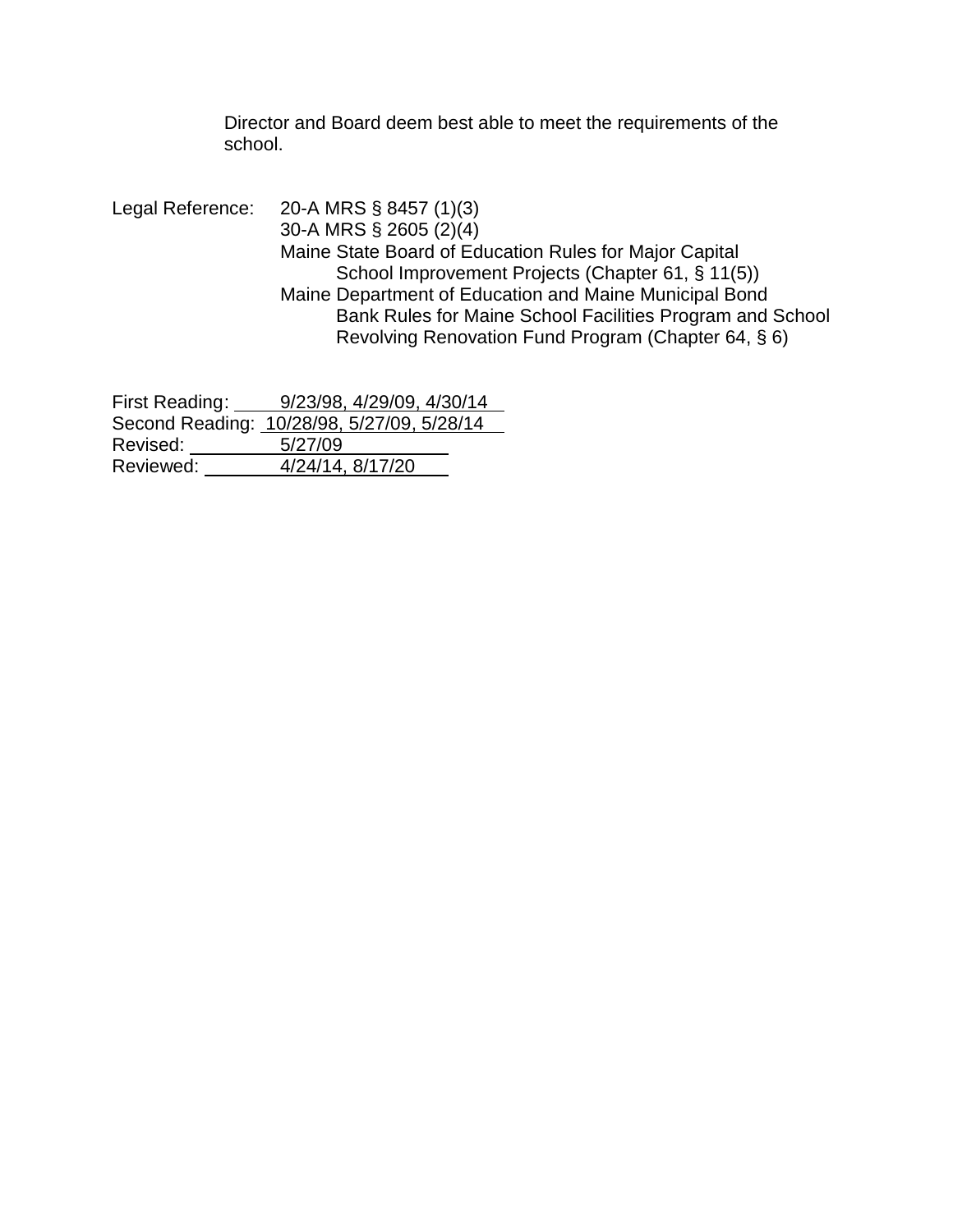Director and Board deem best able to meet the requirements of the school.

Legal Reference: 20-A MRS § 8457 (1)(3)
30-A MRS § 2605 (2)(4)
Maine State Board of Education Rules for Major Capital School Improvement Projects (Chapter 61, § 11(5))
Maine Department of Education and Maine Municipal Bond Bank Rules for Maine School Facilities Program and School Revolving Renovation Fund Program (Chapter 64, § 6)

First Reading: 9/23/98, 4/29/09, 4/30/14
Second Reading: 10/28/98, 5/27/09, 5/28/14
Revised: 5/27/09
Reviewed: 4/24/14, 8/17/20